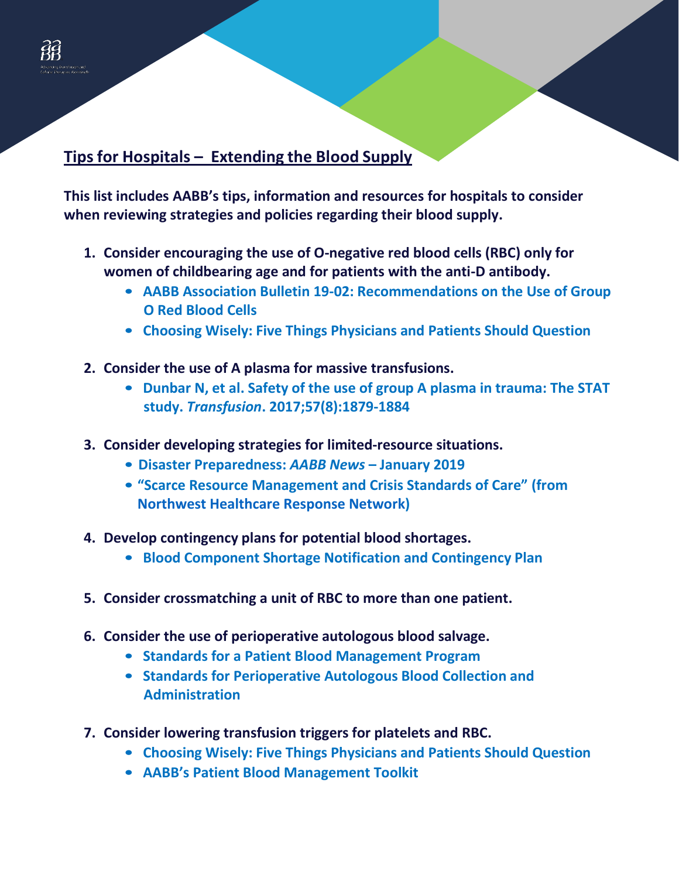## Tips for Hospitals – Extending the Blood Supply

**This list includes AABB's tips, information and resources for hospitals to consider when reviewing strategies and policies regarding their blood supply.**

1. **Consider encouraging the use of O-negative red blood cells (RBC) only for women of childbearing age and for patients with the anti-D antibody.**
   - **AABB Association Bulletin 19-02: Recommendations on the Use of Group O Red Blood Cells**
   - **Choosing Wisely: Five Things Physicians and Patients Should Question**

2. **Consider the use of A plasma for massive transfusions.**
   - **Dunbar N, et al. Safety of the use of group A plasma in trauma: The STAT study. *Transfusion*. 2017;57(8):1879-1884**

3. **Consider developing strategies for limited-resource situations.**
   - **Disaster Preparedness: *AABB News* – January 2019**
   - **"Scarce Resource Management and Crisis Standards of Care" (from Northwest Healthcare Response Network)**

4. **Develop contingency plans for potential blood shortages.**
   - **Blood Component Shortage Notification and Contingency Plan**

5. **Consider crossmatching a unit of RBC to more than one patient.**

6. **Consider the use of perioperative autologous blood salvage.**
   - **Standards for a Patient Blood Management Program**
   - **Standards for Perioperative Autologous Blood Collection and Administration**

7. **Consider lowering transfusion triggers for platelets and RBC.**
   - **Choosing Wisely: Five Things Physicians and Patients Should Question**
   - **AABB's Patient Blood Management Toolkit**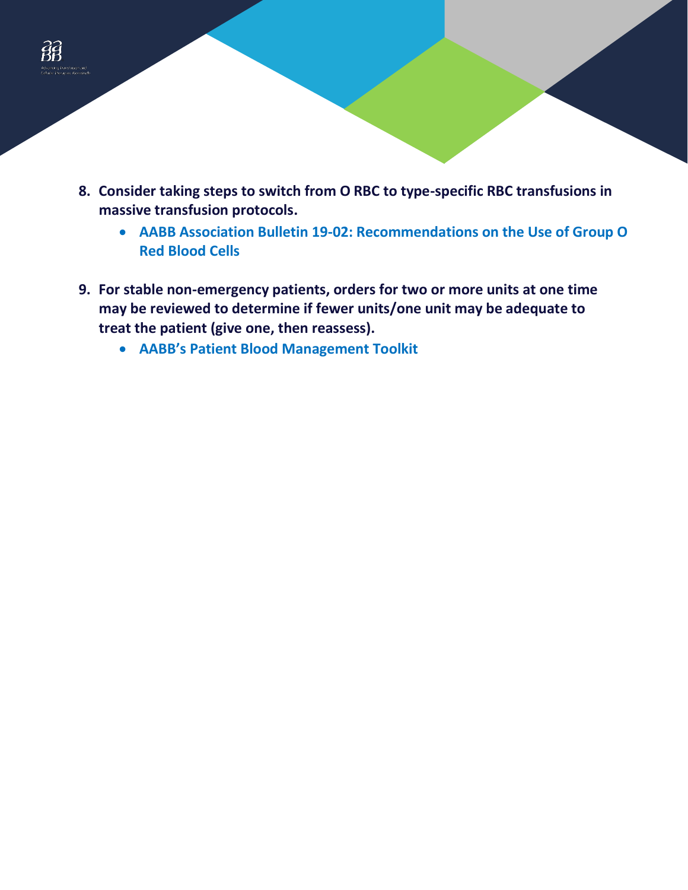8. **Consider taking steps to switch from O RBC to type-specific RBC transfusions in massive transfusion protocols.**
   - **AABB Association Bulletin 19-02: Recommendations on the Use of Group O Red Blood Cells**

9. **For stable non-emergency patients, orders for two or more units at one time may be reviewed to determine if fewer units/one unit may be adequate to treat the patient (give one, then reassess).**
   - **AABB's Patient Blood Management Toolkit**